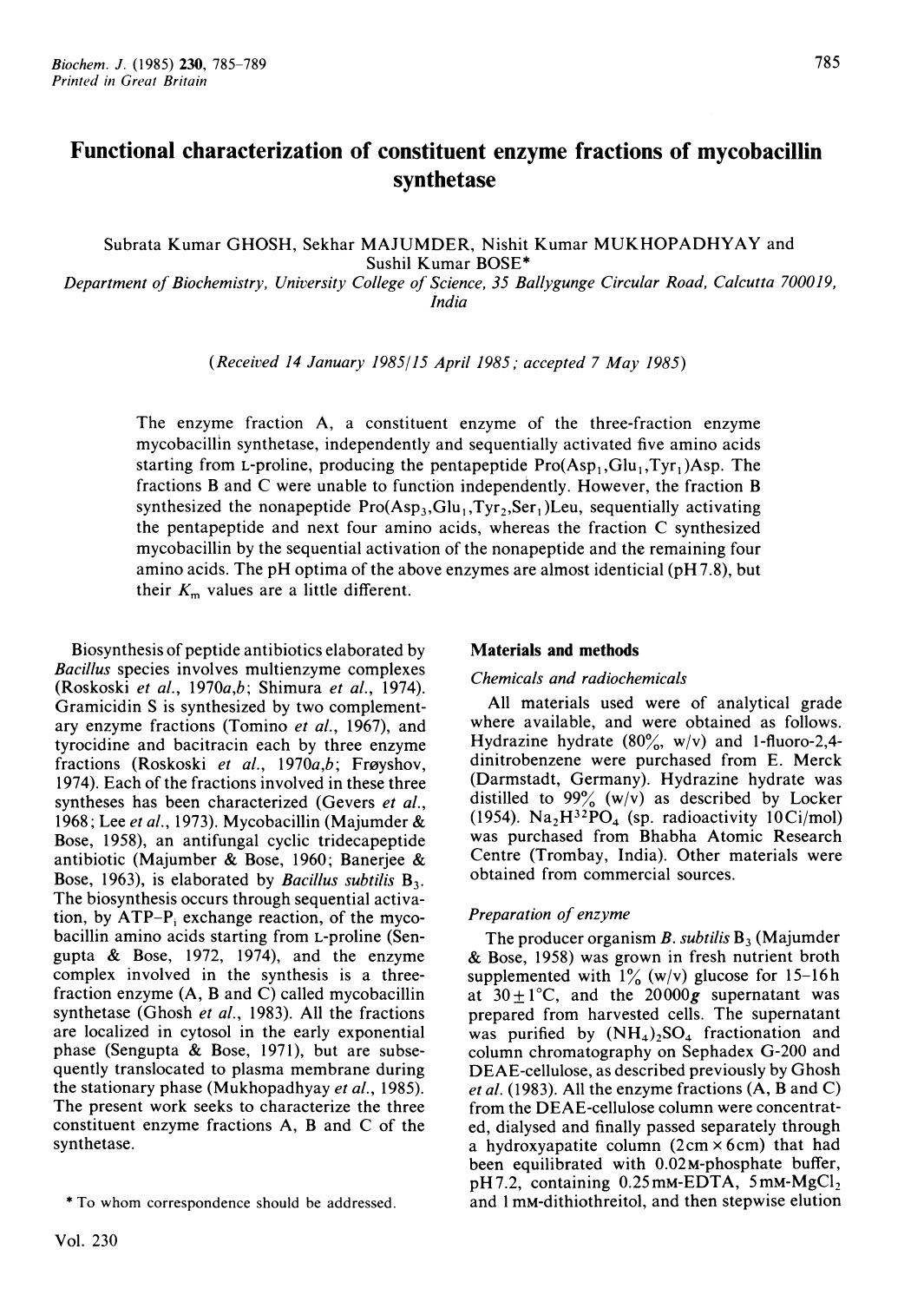# Functional characterization of constituent enzyme fractions of mycobacillin synthetase

Subrata Kumar GHOSH, Sekhar MAJUMDER, Nishit Kumar MUKHOPADHYAY and Sushil Kumar BOSE*

*Department of Biochemistry, University College of Science, 35 Ballygunge Circular Road, Calcutta 700019, India*

*(Received 14 January 1985/15 April 1985; accepted 7 May 1985)*

The enzyme fraction A, a constituent enzyme of the three-fraction enzyme mycobacillin synthetase, independently and sequentially activated five amino acids starting from L-proline, producing the pentapeptide $Pro(Asp_1,Glu_1,Tyr_1)Asp$. The fractions B and C were unable to function independently. However, the fraction B synthesized the nonapeptide $Pro(Asp_3,Glu_1,Tyr_2,Ser_1)Leu$, sequentially activating the pentapeptide and next four amino acids, whereas the fraction C synthesized mycobacillin by the sequential activation of the nonapeptide and the remaining four amino acids. The pH optima of the above enzymes are almost identicial (pH 7.8), but their $K_m$ values are a little different.

Biosynthesis of peptide antibiotics elaborated by *Bacillus* species involves multienzyme complexes (Roskoski *et al.*, 1970*a*,*b*; Shimura *et al.*, 1974). Gramicidin S is synthesized by two complementary enzyme fractions (Tomino *et al.*, 1967), and tyrocidine and bacitracin each by three enzyme fractions (Roskoski *et al.*, 1970*a*,*b*; Frøyshov, 1974). Each of the fractions involved in these three syntheses has been characterized (Gevers *et al.*, 1968; Lee *et al.*, 1973). Mycobacillin (Majumder & Bose, 1958), an antifungal cyclic tridecapeptide antibiotic (Majumber & Bose, 1960; Banerjee & Bose, 1963), is elaborated by *Bacillus subtilis* $B_3$. The biosynthesis occurs through sequential activation, by ATP–$P_i$ exchange reaction, of the mycobacillin amino acids starting from L-proline (Sengupta & Bose, 1972, 1974), and the enzyme complex involved in the synthesis is a three-fraction enzyme (A, B and C) called mycobacillin synthetase (Ghosh *et al.*, 1983). All the fractions are localized in cytosol in the early exponential phase (Sengupta & Bose, 1971), but are subsequently translocated to plasma membrane during the stationary phase (Mukhopadhyay *et al.*, 1985). The present work seeks to characterize the three constituent enzyme fractions A, B and C of the synthetase.

\* To whom correspondence should be addressed.

## Materials and methods

### Chemicals and radiochemicals

All materials used were of analytical grade where available, and were obtained as follows. Hydrazine hydrate (80%, w/v) and 1-fluoro-2,4-dinitrobenzene were purchased from E. Merck (Darmstadt, Germany). Hydrazine hydrate was distilled to 99% (w/v) as described by Locker (1954). $Na_2H^{32}PO_4$ (sp. radioactivity 10 Ci/mol) was purchased from Bhabha Atomic Research Centre (Trombay, India). Other materials were obtained from commercial sources.

### Preparation of enzyme

The producer organism *B. subtilis* $B_3$ (Majumder & Bose, 1958) was grown in fresh nutrient broth supplemented with 1% (w/v) glucose for 15–16 h at 30 ± 1°C, and the 20000 *g* supernatant was prepared from harvested cells. The supernatant was purified by $(NH_4)_2SO_4$ fractionation and column chromatography on Sephadex G-200 and DEAE-cellulose, as described previously by Ghosh *et al.* (1983). All the enzyme fractions (A, B and C) from the DEAE-cellulose column were concentrated, dialysed and finally passed separately through a hydroxyapatite column (2 cm × 6 cm) that had been equilibrated with 0.02 M-phosphate buffer, pH 7.2, containing 0.25 mM-EDTA, 5 mM-$MgCl_2$ and 1 mM-dithiothreitol, and then stepwise elution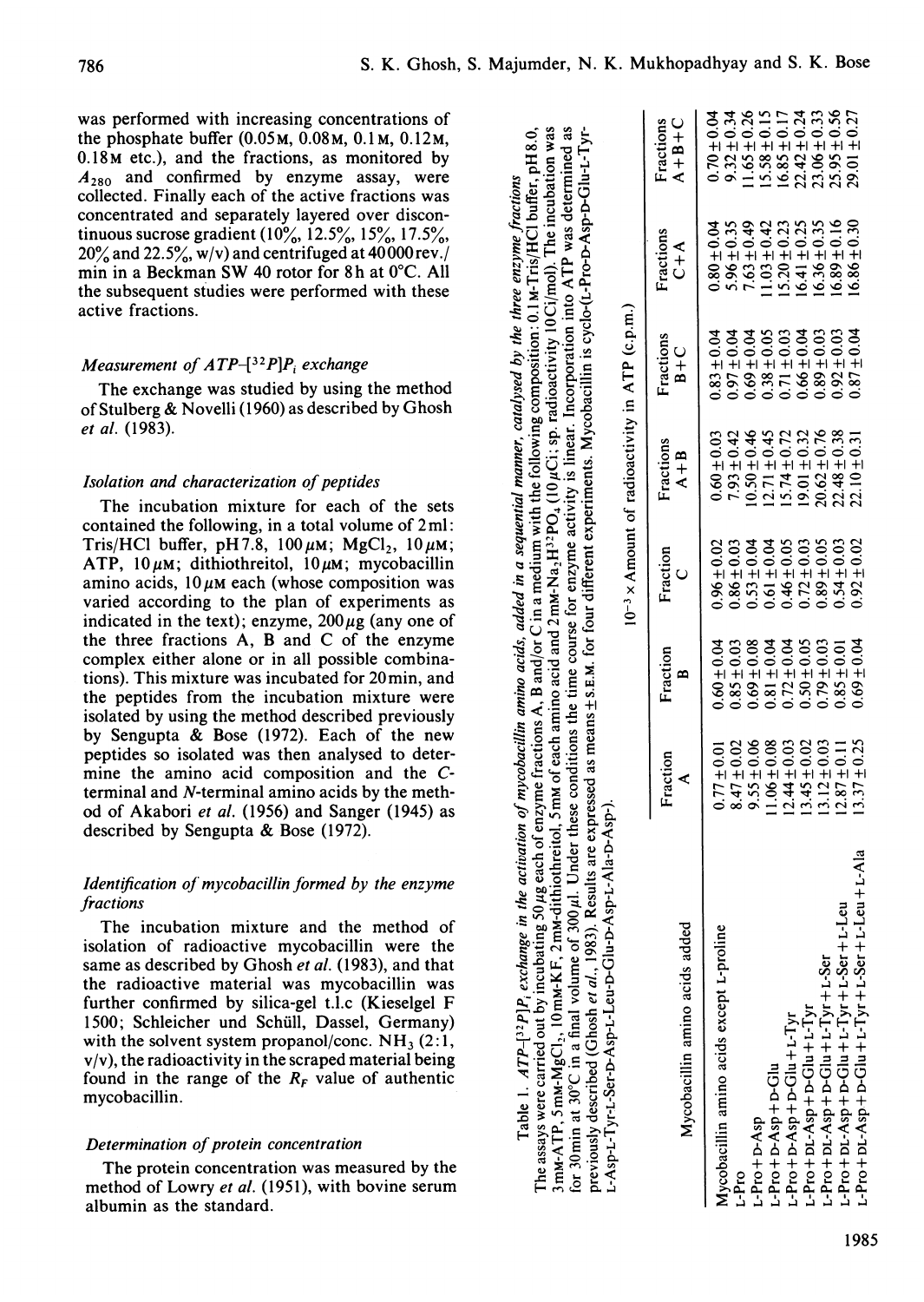was performed with increasing concentrations of the phosphate buffer (0.05 M, 0.08 M, 0.1 M, 0.12 M, 0.18 M etc.), and the fractions, as monitored by $A_{280}$ and confirmed by enzyme assay, were collected. Finally each of the active fractions was concentrated and separately layered over discontinuous sucrose gradient (10%, 12.5%, 15%, 17.5%, 20% and 22.5%, w/v) and centrifuged at 40000 rev./min in a Beckman SW 40 rotor for 8 h at 0°C. All the subsequent studies were performed with these active fractions.

### *Measurement of ATP–[$^{32}P$]$P_i$ exchange*

The exchange was studied by using the method of Stulberg & Novelli (1960) as described by Ghosh *et al.* (1983).

### *Isolation and characterization of peptides*

The incubation mixture for each of the sets contained the following, in a total volume of 2 ml: Tris/HCl buffer, pH 7.8, 100 μM; $MgCl_2$, 10 μM; ATP, 10 μM; dithiothreitol, 10 μM; mycobacillin amino acids, 10 μM each (whose composition was varied according to the plan of experiments as indicated in the text); enzyme, 200 μg (any one of the three fractions A, B and C of the enzyme complex either alone or in all possible combinations). This mixture was incubated for 20 min, and the peptides from the incubation mixture were isolated by using the method described previously by Sengupta & Bose (1972). Each of the new peptides so isolated was then analysed to determine the amino acid composition and the C-terminal and N-terminal amino acids by the method of Akabori *et al.* (1956) and Sanger (1945) as described by Sengupta & Bose (1972).

### *Identification of mycobacillin formed by the enzyme fractions*

The incubation mixture and the method of isolation of radioactive mycobacillin were the same as described by Ghosh *et al.* (1983), and that the radioactive material was mycobacillin was further confirmed by silica-gel t.l.c (Kieselgel F 1500; Schleicher und Schüll, Dassel, Germany) with the solvent system propanol/conc. $NH_3$ (2:1, v/v), the radioactivity in the scraped material being found in the range of the $R_F$ value of authentic mycobacillin.

### *Determination of protein concentration*

The protein concentration was measured by the method of Lowry *et al.* (1951), with bovine serum albumin as the standard.

Table 1. *ATP–[$^{32}P$]$P_i$ exchange in the activation of mycobacillin amino acids, added in a sequential manner, catalysed by the three enzyme fractions*

The assays were carried out by incubating 50 μg each of enzyme fractions A, B and/or C in a medium with the following composition: 0.1 M-Tris/HCl buffer, pH 8.0, 3 mM-ATP, 5 mM-$MgCl_2$, 10 mM-KF, 2 mM-dithiothreitol, 5 mM of each amino acid and 2 mM-$Na_2H^{32}PO_4$ (10 μCi; sp. radioactivity 10 Ci/mol). The incubation was for 30 min at 30°C in a final volume of 300 μl. Under these conditions the time course for enzyme activity is linear. Incorporation into ATP was determined as previously described (Ghosh *et al.*, 1983). Results are expressed as means ± S.E.M. for four different experiments. Mycobacillin is cyclo-(L-Pro-D-Asp-D-Glu-L-Tyr-L-Asp-L-Tyr-L-Ser-D-Asp-L-Leu-D-Glu-D-Asp-L-Ala-D-Asp-).

| Mycobacillin amino acids added | $10^{-3}$ × Amount of radioactivity in ATP (c.p.m.) | | | | | | |
|---|---|---|---|---|---|---|---|
| | Fraction A | Fraction B | Fraction C | Fractions A+B | Fractions B+C | Fractions C+A | Fractions A+B+C |
| Mycobacillin amino acids except L-proline | 0.77 ± 0.01 | 0.60 ± 0.04 | 0.96 ± 0.02 | 0.60 ± 0.03 | 0.83 ± 0.04 | 0.80 ± 0.04 | 0.70 ± 0.04 |
| L-Pro | 8.47 ± 0.02 | 0.85 ± 0.03 | 0.86 ± 0.03 | 7.93 ± 0.42 | 0.97 ± 0.04 | 5.96 ± 0.35 | 9.32 ± 0.34 |
| L-Pro + D-Asp | 9.55 ± 0.06 | 0.69 ± 0.08 | 0.53 ± 0.04 | 10.50 ± 0.46 | 0.69 ± 0.04 | 7.63 ± 0.49 | 11.65 ± 0.26 |
| L-Pro + D-Asp + D-Glu | 11.06 ± 0.08 | 0.81 ± 0.04 | 0.61 ± 0.04 | 12.71 ± 0.45 | 0.38 ± 0.05 | 11.03 ± 0.42 | 15.58 ± 0.15 |
| L-Pro + D-Asp + D-Glu + L-Tyr | 12.44 ± 0.03 | 0.72 ± 0.04 | 0.46 ± 0.05 | 15.74 ± 0.72 | 0.71 ± 0.03 | 15.20 ± 0.23 | 16.85 ± 0.17 |
| L-Pro + DL-Asp + D-Glu + L-Tyr | 13.45 ± 0.02 | 0.50 ± 0.05 | 0.72 ± 0.03 | 19.01 ± 0.32 | 0.66 ± 0.04 | 16.41 ± 0.25 | 22.42 ± 0.24 |
| L-Pro + DL-Asp + D-Glu + L-Tyr + L-Ser | 13.12 ± 0.03 | 0.79 ± 0.03 | 0.89 ± 0.05 | 20.62 ± 0.76 | 0.89 ± 0.03 | 16.36 ± 0.35 | 23.06 ± 0.33 |
| L-Pro + DL-Asp + D-Glu + L-Tyr + L-Ser + L-Leu | 12.87 ± 0.11 | 0.85 ± 0.01 | 0.54 ± 0.03 | 22.48 ± 0.38 | 0.92 ± 0.03 | 16.89 ± 0.16 | 25.95 ± 0.56 |
| L-Pro + DL-Asp + D-Glu + L-Tyr + L-Ser + L-Leu + L-Ala | 13.37 ± 0.25 | 0.69 ± 0.04 | 0.92 ± 0.02 | 22.10 ± 0.31 | 0.87 ± 0.04 | 16.86 ± 0.30 | 29.01 ± 0.27 |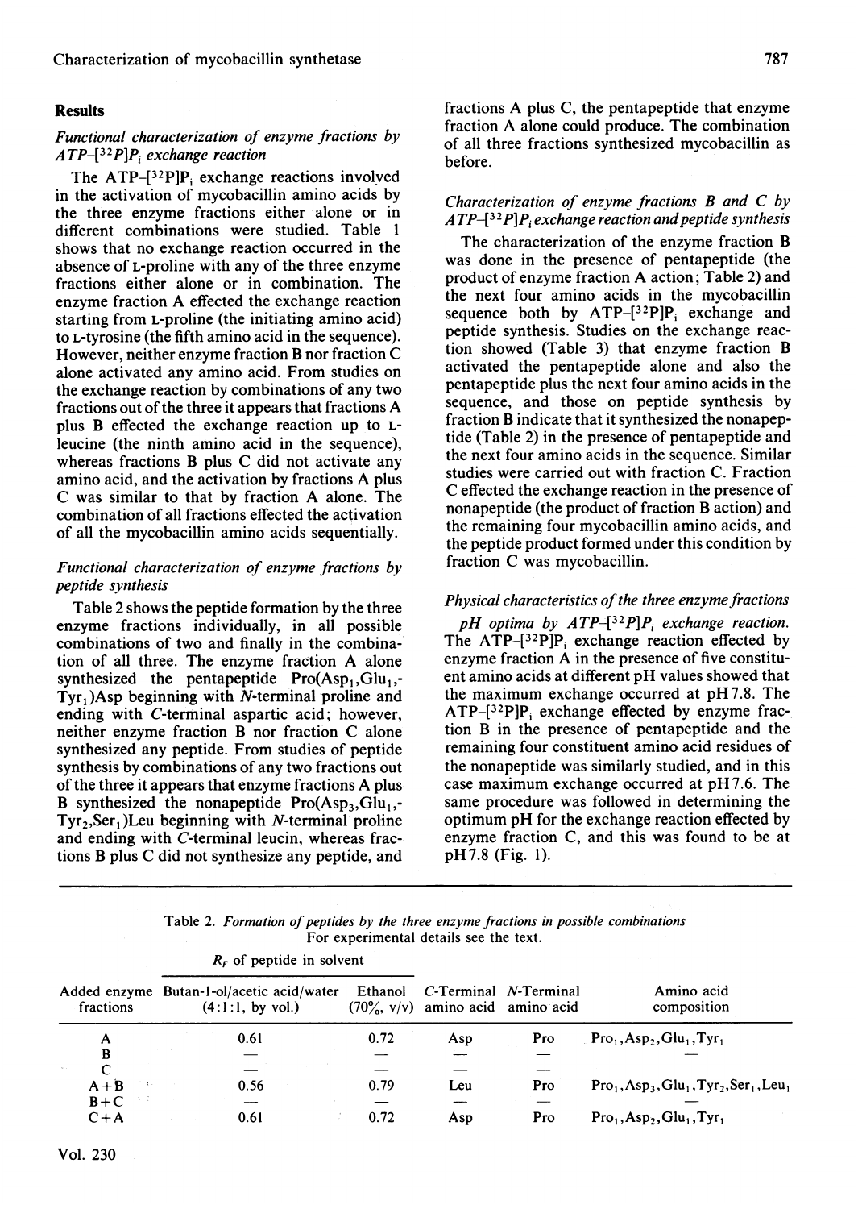## Results

### *Functional characterization of enzyme fractions by ATP–[$^{32}$P]P$_i$ exchange reaction*

The ATP–[$^{32}$P]P$_i$ exchange reactions involved in the activation of mycobacillin amino acids by the three enzyme fractions either alone or in different combinations were studied. Table 1 shows that no exchange reaction occurred in the absence of L-proline with any of the three enzyme fractions either alone or in combination. The enzyme fraction A effected the exchange reaction starting from L-proline (the initiating amino acid) to L-tyrosine (the fifth amino acid in the sequence). However, neither enzyme fraction B nor fraction C alone activated any amino acid. From studies on the exchange reaction by combinations of any two fractions out of the three it appears that fractions A plus B effected the exchange reaction up to L-leucine (the ninth amino acid in the sequence), whereas fractions B plus C did not activate any amino acid, and the activation by fractions A plus C was similar to that by fraction A alone. The combination of all fractions effected the activation of all the mycobacillin amino acids sequentially.

### *Functional characterization of enzyme fractions by peptide synthesis*

Table 2 shows the peptide formation by the three enzyme fractions individually, in all possible combinations of two and finally in the combination of all three. The enzyme fraction A alone synthesized the pentapeptide Pro(Asp$_1$,Glu$_1$,-Tyr$_1$)Asp beginning with *N*-terminal proline and ending with *C*-terminal aspartic acid; however, neither enzyme fraction B nor fraction C alone synthesized any peptide. From studies of peptide synthesis by combinations of any two fractions out of the three it appears that enzyme fractions A plus B synthesized the nonapeptide Pro(Asp$_3$,Glu$_1$,-Tyr$_2$,Ser$_1$)Leu beginning with *N*-terminal proline and ending with *C*-terminal leucin, whereas fractions B plus C did not synthesize any peptide, and fractions A plus C, the pentapeptide that enzyme fraction A alone could produce. The combination of all three fractions synthesized mycobacillin as before.

### *Characterization of enzyme fractions B and C by ATP–[$^{32}$P]P$_i$ exchange reaction and peptide synthesis*

The characterization of the enzyme fraction B was done in the presence of pentapeptide (the product of enzyme fraction A action; Table 2) and the next four amino acids in the mycobacillin sequence both by ATP–[$^{32}$P]P$_i$ exchange and peptide synthesis. Studies on the exchange reaction showed (Table 3) that enzyme fraction B activated the pentapeptide alone and also the pentapeptide plus the next four amino acids in the sequence, and those on peptide synthesis by fraction B indicate that it synthesized the nonapeptide (Table 2) in the presence of pentapeptide and the next four amino acids in the sequence. Similar studies were carried out with fraction C. Fraction C effected the exchange reaction in the presence of nonapeptide (the product of fraction B action) and the remaining four mycobacillin amino acids, and the peptide product formed under this condition by fraction C was mycobacillin.

### *Physical characteristics of the three enzyme fractions*

*pH optima by ATP–[$^{32}$P]P$_i$ exchange reaction.* The ATP–[$^{32}$P]P$_i$ exchange reaction effected by enzyme fraction A in the presence of five constituent amino acids at different pH values showed that the maximum exchange occurred at pH 7.8. The ATP–[$^{32}$P]P$_i$ exchange effected by enzyme fraction B in the presence of pentapeptide and the remaining four constituent amino acid residues of the nonapeptide was similarly studied, and in this case maximum exchange occurred at pH 7.6. The same procedure was followed in determining the optimum pH for the exchange reaction effected by enzyme fraction C, and this was found to be at pH 7.8 (Fig. 1).

Table 2. *Formation of peptides by the three enzyme fractions in possible combinations*
For experimental details see the text.

| Added enzyme fractions | $R_F$ of peptide in solvent: Butan-1-ol/acetic acid/water (4:1:1, by vol.) | Ethanol (70%, v/v) | *C*-Terminal amino acid | *N*-Terminal amino acid | Amino acid composition |
|---|---|---|---|---|---|
| A | 0.61 | 0.72 | Asp | Pro | Pro$_1$,Asp$_2$,Glu$_1$,Tyr$_1$ |
| B | — | — | — | — | — |
| C | — | — | — | — | — |
| A+B | 0.56 | 0.79 | Leu | Pro | Pro$_1$,Asp$_3$,Glu$_1$,Tyr$_2$,Ser$_1$,Leu$_1$ |
| B+C | — | — | — | — | — |
| C+A | 0.61 | 0.72 | Asp | Pro | Pro$_1$,Asp$_2$,Glu$_1$,Tyr$_1$ |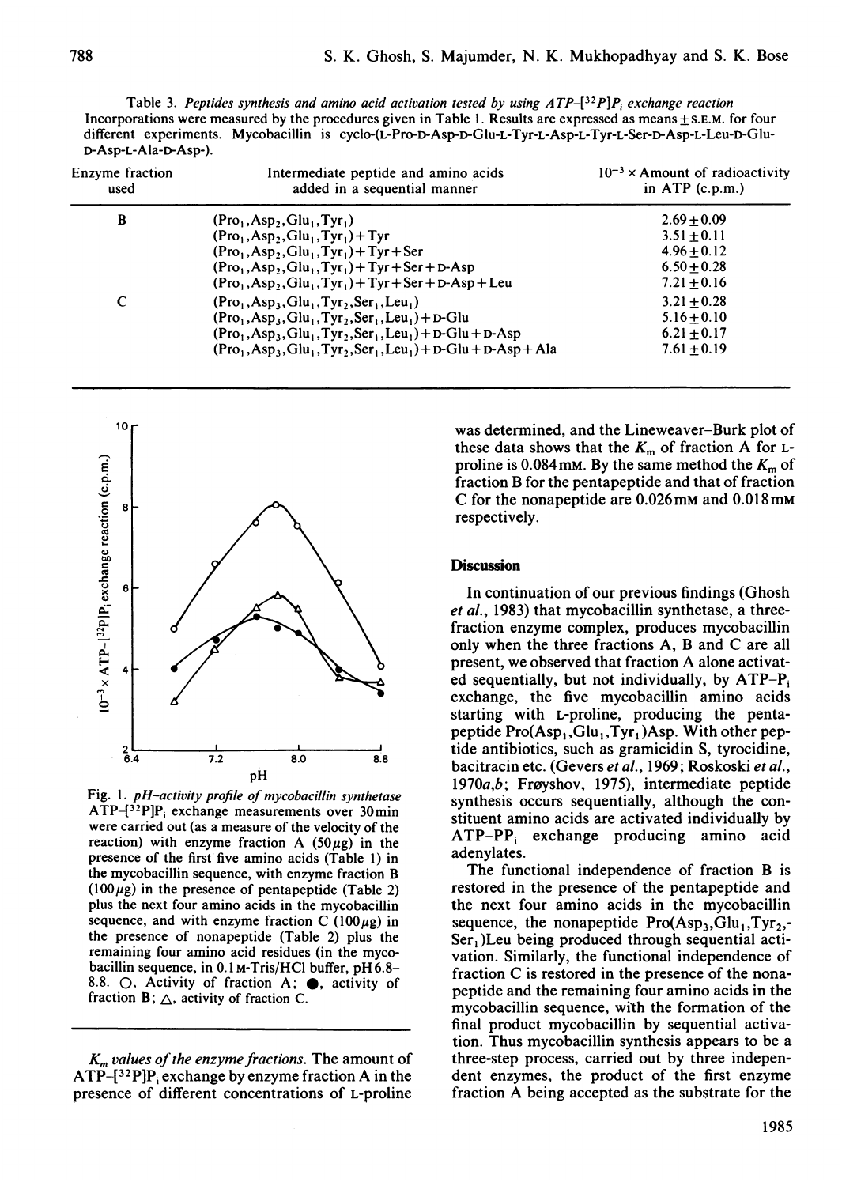Table 3. *Peptides synthesis and amino acid activation tested by using ATP–[$^{32}$P]P$_i$ exchange reaction*
Incorporations were measured by the procedures given in Table 1. Results are expressed as means ± S.E.M. for four different experiments. Mycobacillin is cyclo-(L-Pro-D-Asp-D-Glu-L-Tyr-L-Asp-L-Tyr-L-Ser-D-Asp-L-Leu-D-Glu-D-Asp-L-Ala-D-Asp-).

| Enzyme fraction used | Intermediate peptide and amino acids added in a sequential manner | $10^{-3}$ × Amount of radioactivity in ATP (c.p.m.) |
|---|---|---|
| B | (Pro$_1$,Asp$_2$,Glu$_1$,Tyr$_1$) | 2.69 ± 0.09 |
| | (Pro$_1$,Asp$_2$,Glu$_1$,Tyr$_1$) + Tyr | 3.51 ± 0.11 |
| | (Pro$_1$,Asp$_2$,Glu$_1$,Tyr$_1$) + Tyr + Ser | 4.96 ± 0.12 |
| | (Pro$_1$,Asp$_2$,Glu$_1$,Tyr$_1$) + Tyr + Ser + D-Asp | 6.50 ± 0.28 |
| | (Pro$_1$,Asp$_2$,Glu$_1$,Tyr$_1$) + Tyr + Ser + D-Asp + Leu | 7.21 ± 0.16 |
| C | (Pro$_1$,Asp$_3$,Glu$_1$,Tyr$_2$,Ser$_1$,Leu$_1$) | 3.21 ± 0.28 |
| | (Pro$_1$,Asp$_3$,Glu$_1$,Tyr$_2$,Ser$_1$,Leu$_1$) + D-Glu | 5.16 ± 0.10 |
| | (Pro$_1$,Asp$_3$,Glu$_1$,Tyr$_2$,Ser$_1$,Leu$_1$) + D-Glu + D-Asp | 6.21 ± 0.17 |
| | (Pro$_1$,Asp$_3$,Glu$_1$,Tyr$_2$,Ser$_1$,Leu$_1$) + D-Glu + D-Asp + Ala | 7.61 ± 0.19 |

Fig. 1. *pH–activity profile of mycobacillin synthetase*
ATP–[$^{32}$P]P$_i$ exchange measurements over 30 min were carried out (as a measure of the velocity of the reaction) with enzyme fraction A (50 µg) in the presence of the first five amino acids (Table 1) in the mycobacillin sequence, with enzyme fraction B (100 µg) in the presence of pentapeptide (Table 2) plus the next four amino acids in the mycobacillin sequence, and with enzyme fraction C (100 µg) in the presence of nonapeptide (Table 2) plus the remaining four amino acid residues (in the mycobacillin sequence, in 0.1 M-Tris/HCl buffer, pH 6.8–8.8. ○, Activity of fraction A; ●, activity of fraction B; △, activity of fraction C.

*$K_m$ values of the enzyme fractions.* The amount of ATP–[$^{32}$P]P$_i$ exchange by enzyme fraction A in the presence of different concentrations of L-proline was determined, and the Lineweaver–Burk plot of these data shows that the $K_m$ of fraction A for L-proline is 0.084 mM. By the same method the $K_m$ of fraction B for the pentapeptide and that of fraction C for the nonapeptide are 0.026 mM and 0.018 mM respectively.

## Discussion

In continuation of our previous findings (Ghosh *et al.*, 1983) that mycobacillin synthetase, a three-fraction enzyme complex, produces mycobacillin only when the three fractions A, B and C are all present, we observed that fraction A alone activated sequentially, but not individually, by ATP–P$_i$ exchange, the five mycobacillin amino acids starting with L-proline, producing the pentapeptide Pro(Asp$_1$,Glu$_1$,Tyr$_1$)Asp. With other peptide antibiotics, such as gramicidin S, tyrocidine, bacitracin etc. (Gevers *et al.*, 1969; Roskoski *et al.*, 1970*a*,*b*; Frøyshov, 1975), intermediate peptide synthesis occurs sequentially, although the constituent amino acids are activated individually by ATP–PP$_i$ exchange producing amino acid adenylates.

The functional independence of fraction B is restored in the presence of the pentapeptide and the next four amino acids in the mycobacillin sequence, the nonapeptide Pro(Asp$_3$,Glu$_1$,Tyr$_2$,Ser$_1$)Leu being produced through sequential activation. Similarly, the functional independence of fraction C is restored in the presence of the nonapeptide and the remaining four amino acids in the mycobacillin sequence, with the formation of the final product mycobacillin by sequential activation. Thus mycobacillin synthesis appears to be a three-step process, carried out by three independent enzymes, the product of the first enzyme fraction A being accepted as the substrate for the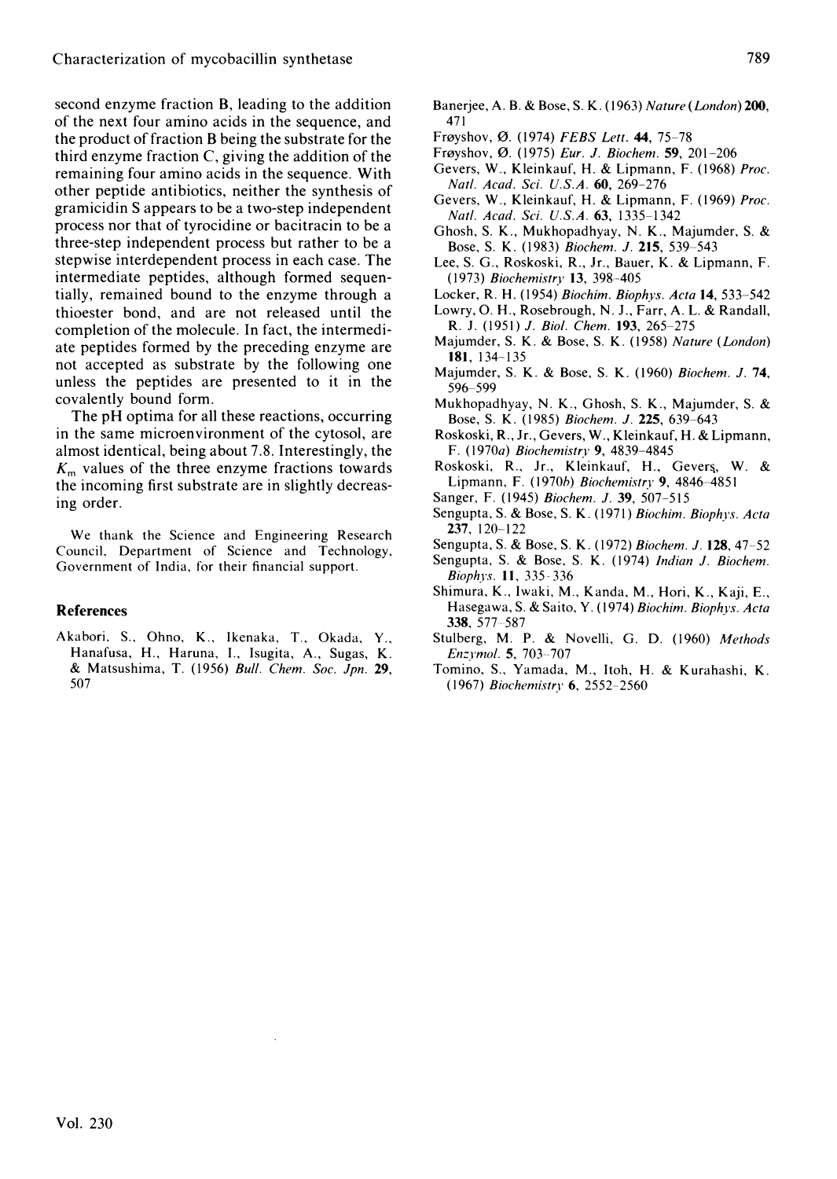second enzyme fraction B, leading to the addition of the next four amino acids in the sequence, and the product of fraction B being the substrate for the third enzyme fraction C, giving the addition of the remaining four amino acids in the sequence. With other peptide antibiotics, neither the synthesis of gramicidin S appears to be a two-step independent process nor that of tyrocidine or bacitracin to be a three-step independent process but rather to be a stepwise interdependent process in each case. The intermediate peptides, although formed sequentially, remained bound to the enzyme through a thioester bond, and are not released until the completion of the molecule. In fact, the intermediate peptides formed by the preceding enzyme are not accepted as substrate by the following one unless the peptides are presented to it in the covalently bound form.

The pH optima for all these reactions, occurring in the same microenvironment of the cytosol, are almost identical, being about 7.8. Interestingly, the $K_m$ values of the three enzyme fractions towards the incoming first substrate are in slightly decreasing order.

We thank the Science and Engineering Research Council, Department of Science and Technology, Government of India, for their financial support.

## References

Akabori, S., Ohno, K., Ikenaka, T., Okada, Y., Hanafusa, H., Haruna, I., Isugita, A., Sugas, K. & Matsushima, T. (1956) *Bull. Chem. Soc. Jpn.* **29**, 507

Banerjee, A. B. & Bose, S. K. (1963) *Nature (London)* **200**, 471

Frøyshov, Ø. (1974) *FEBS Lett.* **44**, 75–78

Frøyshov, Ø. (1975) *Eur. J. Biochem.* **59**, 201–206

Gevers, W., Kleinkauf, H. & Lipmann, F. (1968) *Proc. Natl. Acad. Sci. U.S.A.* **60**, 269–276

Gevers, W., Kleinkauf, H. & Lipmann, F. (1969) *Proc. Natl. Acad. Sci. U.S.A.* **63**, 1335–1342

Ghosh, S. K., Mukhopadhyay, N. K., Majumder, S. & Bose, S. K. (1983) *Biochem. J.* **215**, 539–543

Lee, S. G., Roskoski, R., Jr., Bauer, K. & Lipmann, F. (1973) *Biochemistry* **13**, 398–405

Locker, R. H. (1954) *Biochim. Biophys. Acta* **14**, 533–542

Lowry, O. H., Rosebrough, N. J., Farr, A. L. & Randall, R. J. (1951) *J. Biol. Chem.* **193**, 265–275

Majumder, S. K. & Bose, S. K. (1958) *Nature (London)* **181**, 134–135

Majumder, S. K. & Bose, S. K. (1960) *Biochem. J.* **74**, 596–599

Mukhopadhyay, N. K., Ghosh, S. K., Majumder, S. & Bose, S. K. (1985) *Biochem. J.* **225**, 639–643

Roskoski, R., Jr., Gevers, W., Kleinkauf, H. & Lipmann, F. (1970*a*) *Biochemistry* **9**, 4839–4845

Roskoski, R., Jr., Kleinkauf, H., Gevers, W. & Lipmann, F. (1970*b*) *Biochemistry* **9**, 4846–4851

Sanger, F. (1945) *Biochem. J.* **39**, 507–515

Sengupta, S. & Bose, S. K. (1971) *Biochim. Biophys. Acta* **237**, 120–122

Sengupta, S. & Bose, S. K. (1972) *Biochem. J.* **128**, 47–52

Sengupta, S. & Bose, S. K. (1974) *Indian J. Biochem. Biophys.* **11**, 335–336

Shimura, K., Iwaki, M., Kanda, M., Hori, K., Kaji, E., Hasegawa, S. & Saito, Y. (1974) *Biochim. Biophys. Acta* **338**, 577–587

Stulberg, M. P. & Novelli, G. D. (1960) *Methods Enzymol.* **5**, 703–707

Tomino, S., Yamada, M., Itoh, H. & Kurahashi, K. (1967) *Biochemistry* **6**, 2552–2560